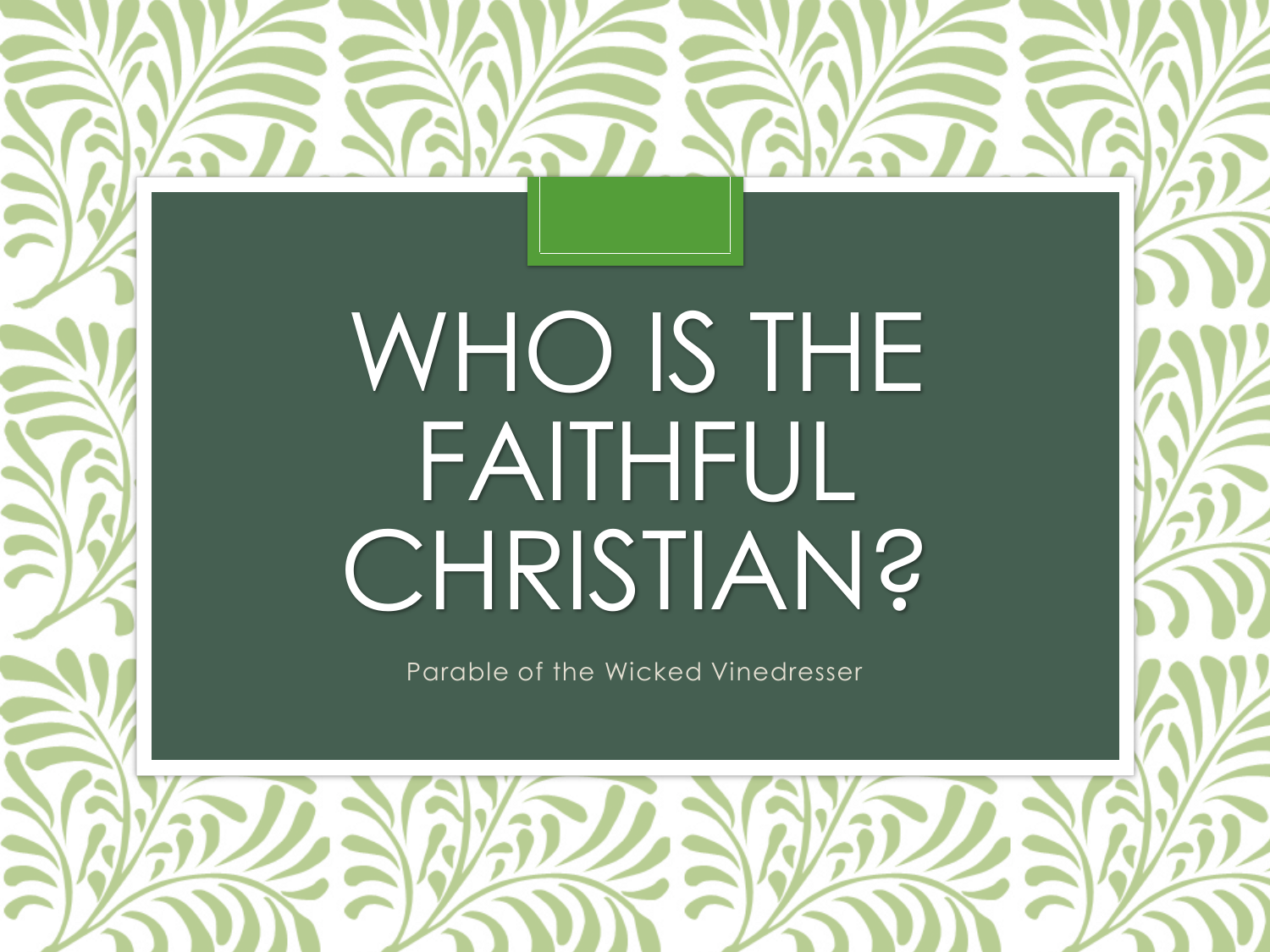# WHO IS THE FAITHFUL CHRISTIAN?

Parable of the Wicked Vinedresser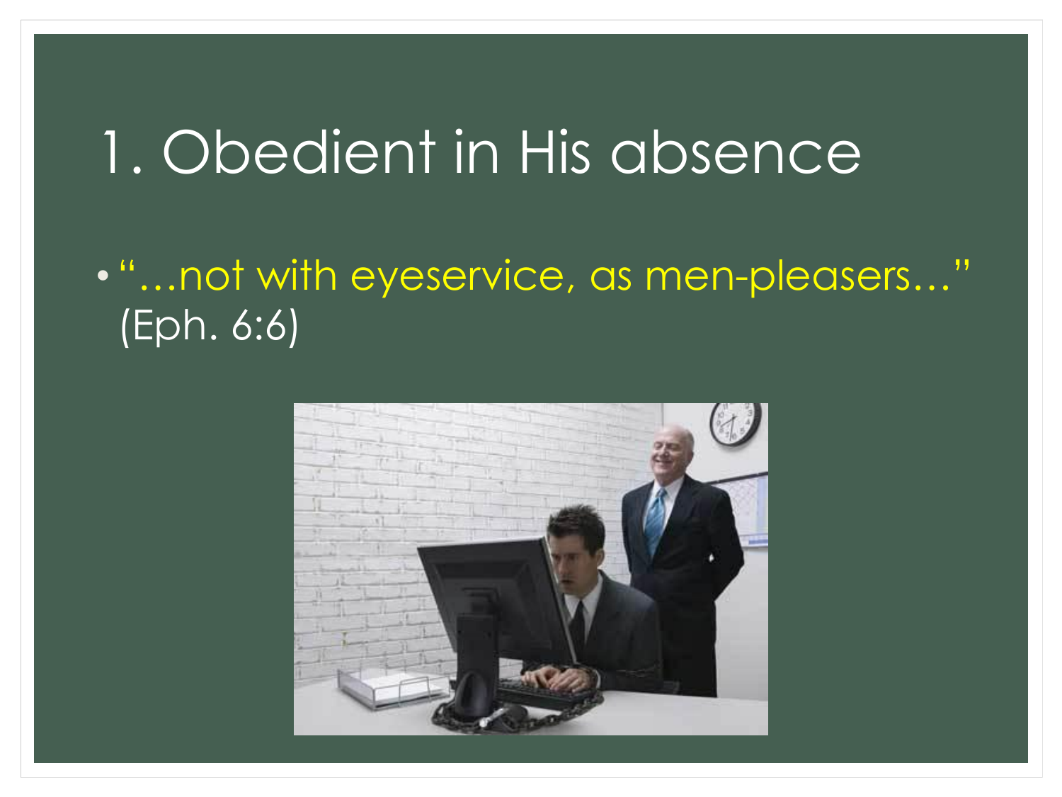# 1. Obedient in His absence

- "…not with eyeservice, as men-pleasers…" (Eph. 6:6)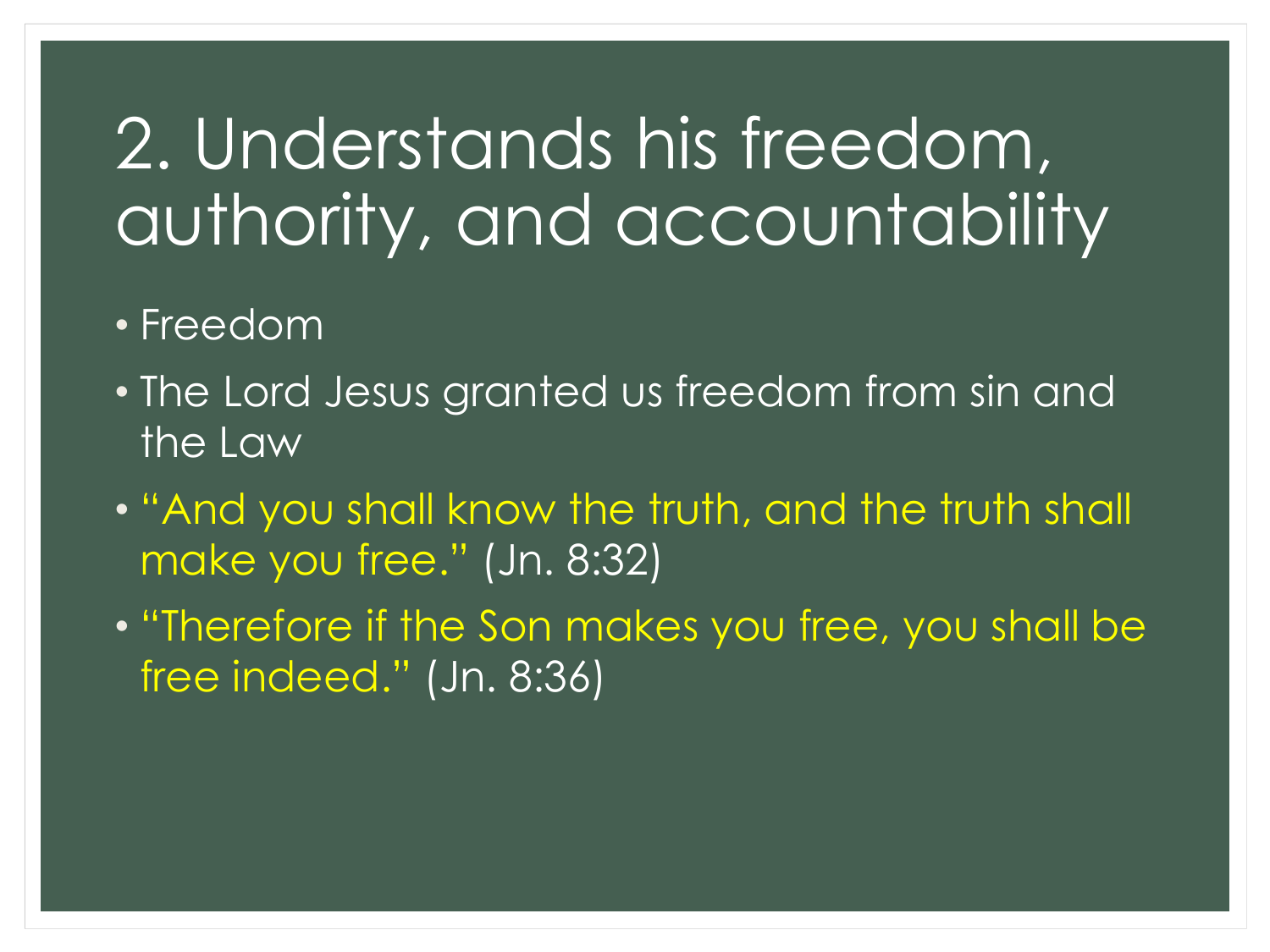# 2. Understands his freedom, authority, and accountability

- Freedom
- The Lord Jesus granted us freedom from sin and the Law
- "And you shall know the truth, and the truth shall make you free." (Jn. 8:32)
- "Therefore if the Son makes you free, you shall be free indeed." (Jn. 8:36)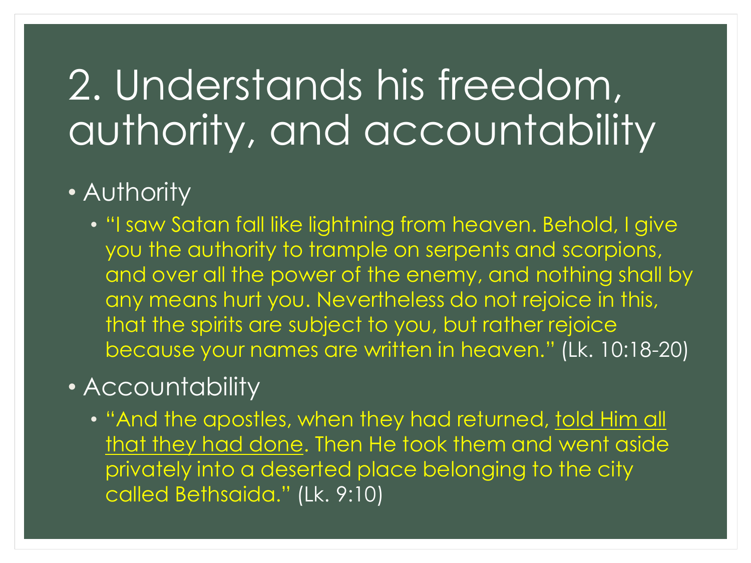# 2. Understands his freedom, authority, and accountability

- Authority
  - "I saw Satan fall like lightning from heaven. Behold, I give you the authority to trample on serpents and scorpions, and over all the power of the enemy, and nothing shall by any means hurt you. Nevertheless do not rejoice in this, that the spirits are subject to you, but rather rejoice because your names are written in heaven." (Lk. 10:18-20)
- Accountability
  - "And the apostles, when they had returned, <u>told Him all that they had done</u>. Then He took them and went aside privately into a deserted place belonging to the city called Bethsaida." (Lk. 9:10)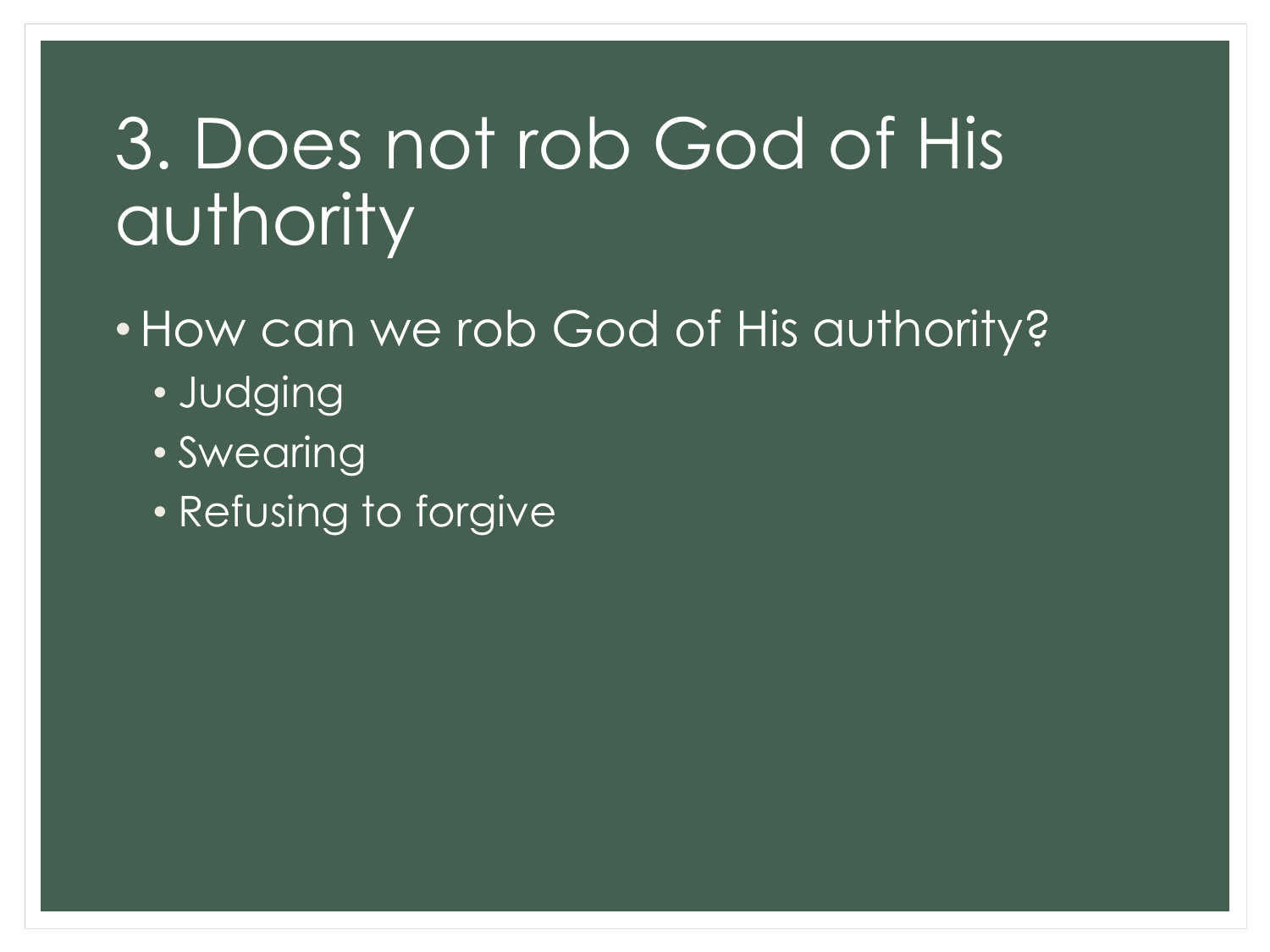# 3. Does not rob God of His authority

- How can we rob God of His authority?
  - Judging
  - Swearing
  - Refusing to forgive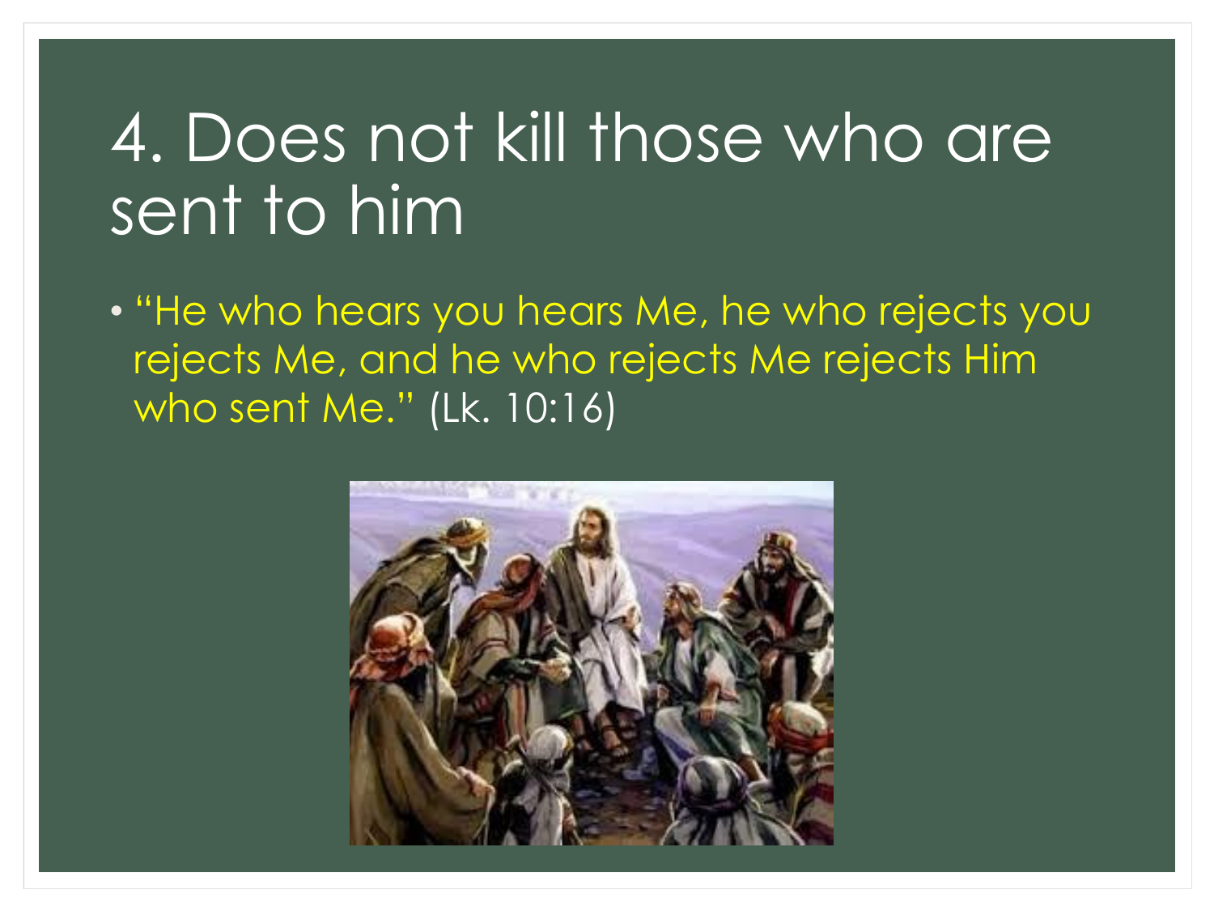# 4. Does not kill those who are sent to him

- "He who hears you hears Me, he who rejects you rejects Me, and he who rejects Me rejects Him who sent Me." (Lk. 10:16)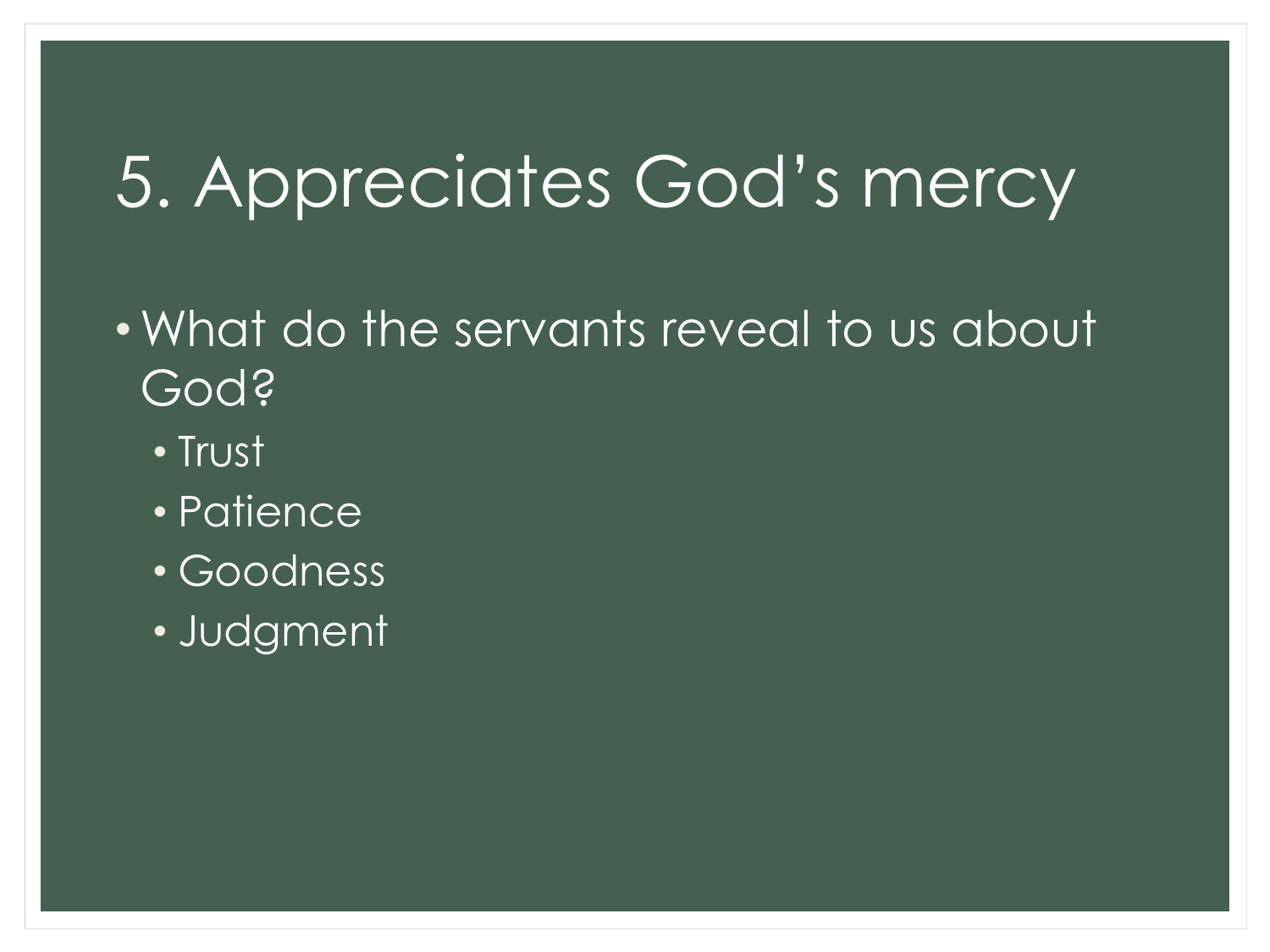# 5. Appreciates God's mercy

- What do the servants reveal to us about God?
  - Trust
  - Patience
  - Goodness
  - Judgment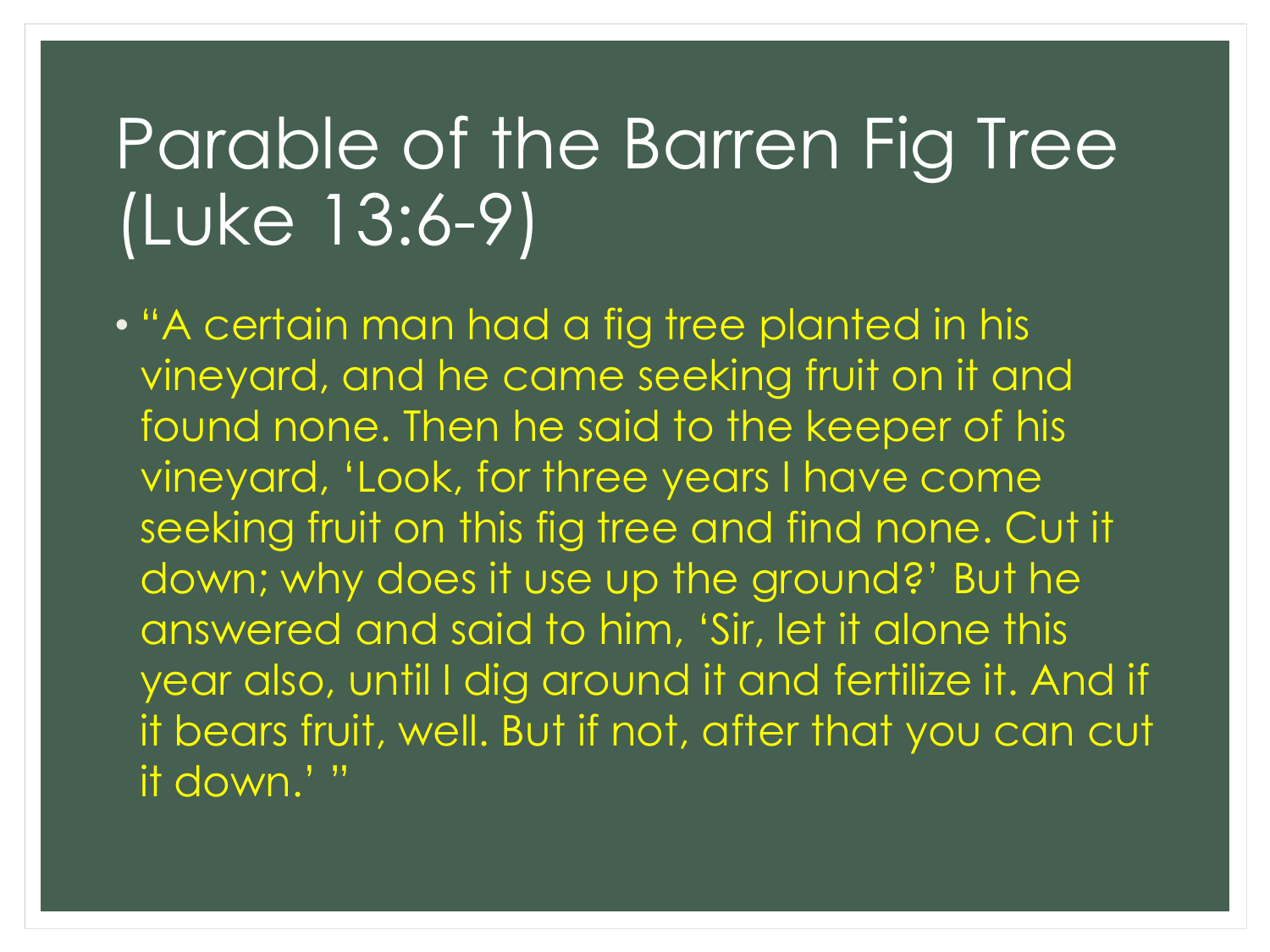# Parable of the Barren Fig Tree (Luke 13:6-9)

- "A certain man had a fig tree planted in his vineyard, and he came seeking fruit on it and found none. Then he said to the keeper of his vineyard, 'Look, for three years I have come seeking fruit on this fig tree and find none. Cut it down; why does it use up the ground?' But he answered and said to him, 'Sir, let it alone this year also, until I dig around it and fertilize it. And if it bears fruit, well. But if not, after that you can cut it down.' "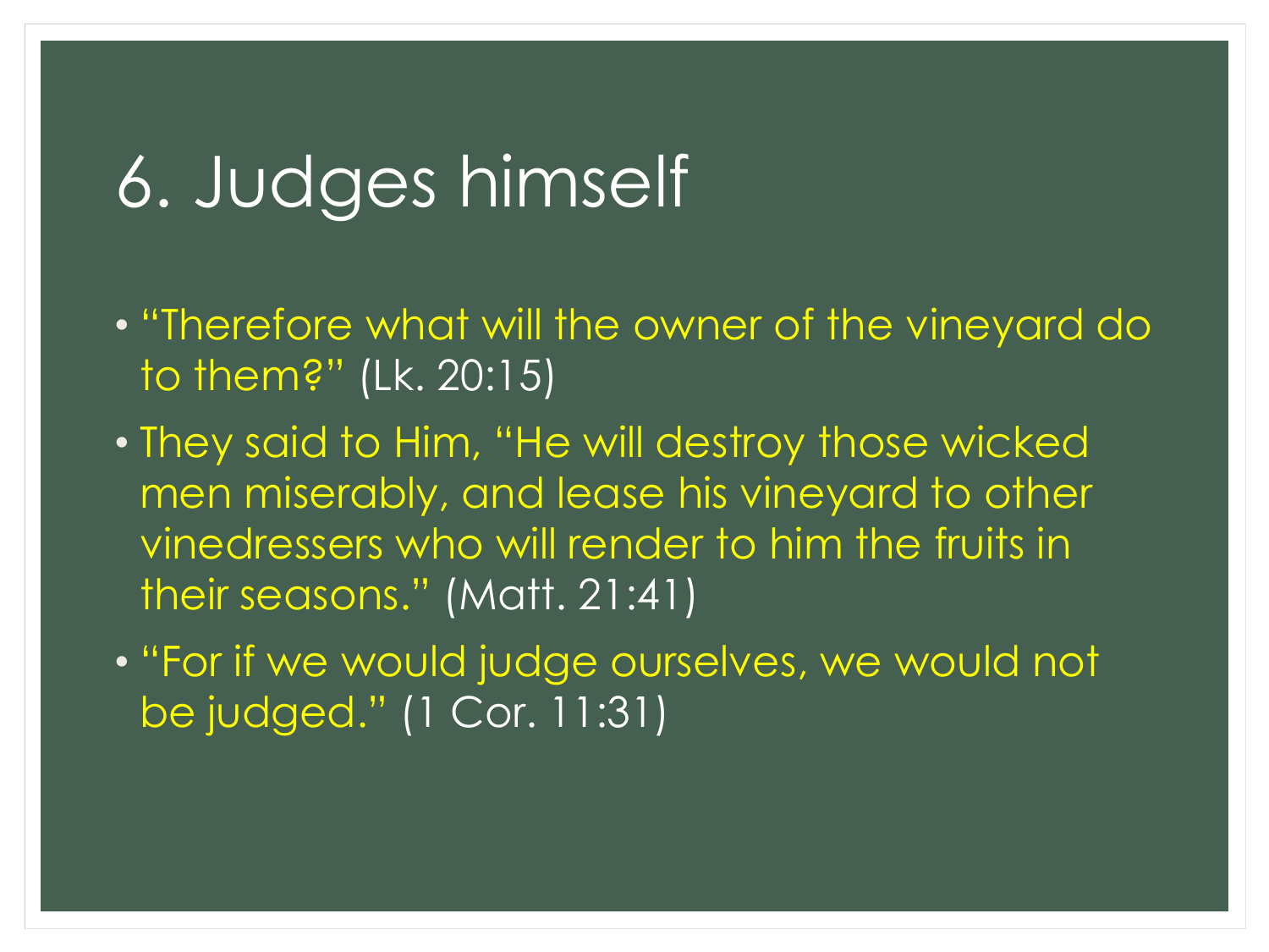# 6. Judges himself

- "Therefore what will the owner of the vineyard do to them?" (Lk. 20:15)
- They said to Him, "He will destroy those wicked men miserably, and lease his vineyard to other vinedressers who will render to him the fruits in their seasons." (Matt. 21:41)
- "For if we would judge ourselves, we would not be judged." (1 Cor. 11:31)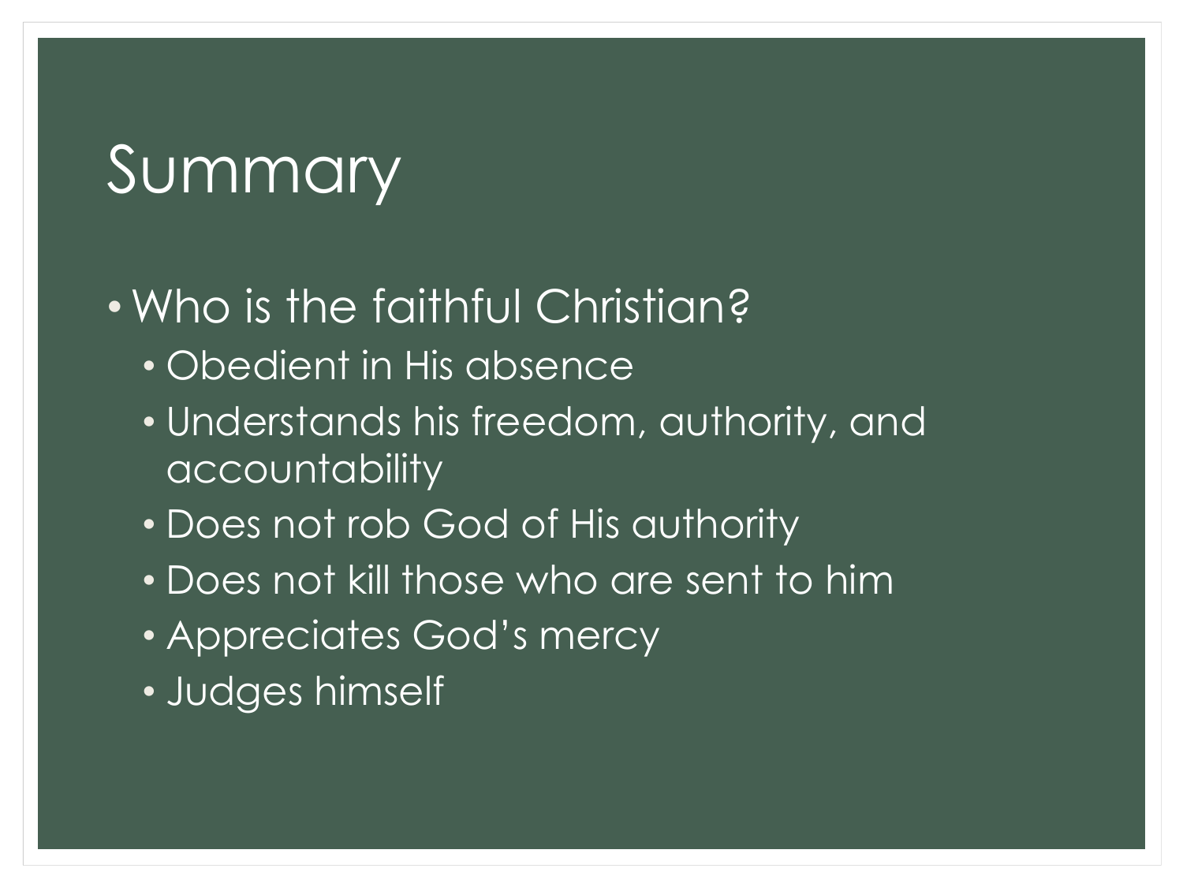# Summary

- Who is the faithful Christian?
  - Obedient in His absence
  - Understands his freedom, authority, and accountability
  - Does not rob God of His authority
  - Does not kill those who are sent to him
  - Appreciates God's mercy
  - Judges himself